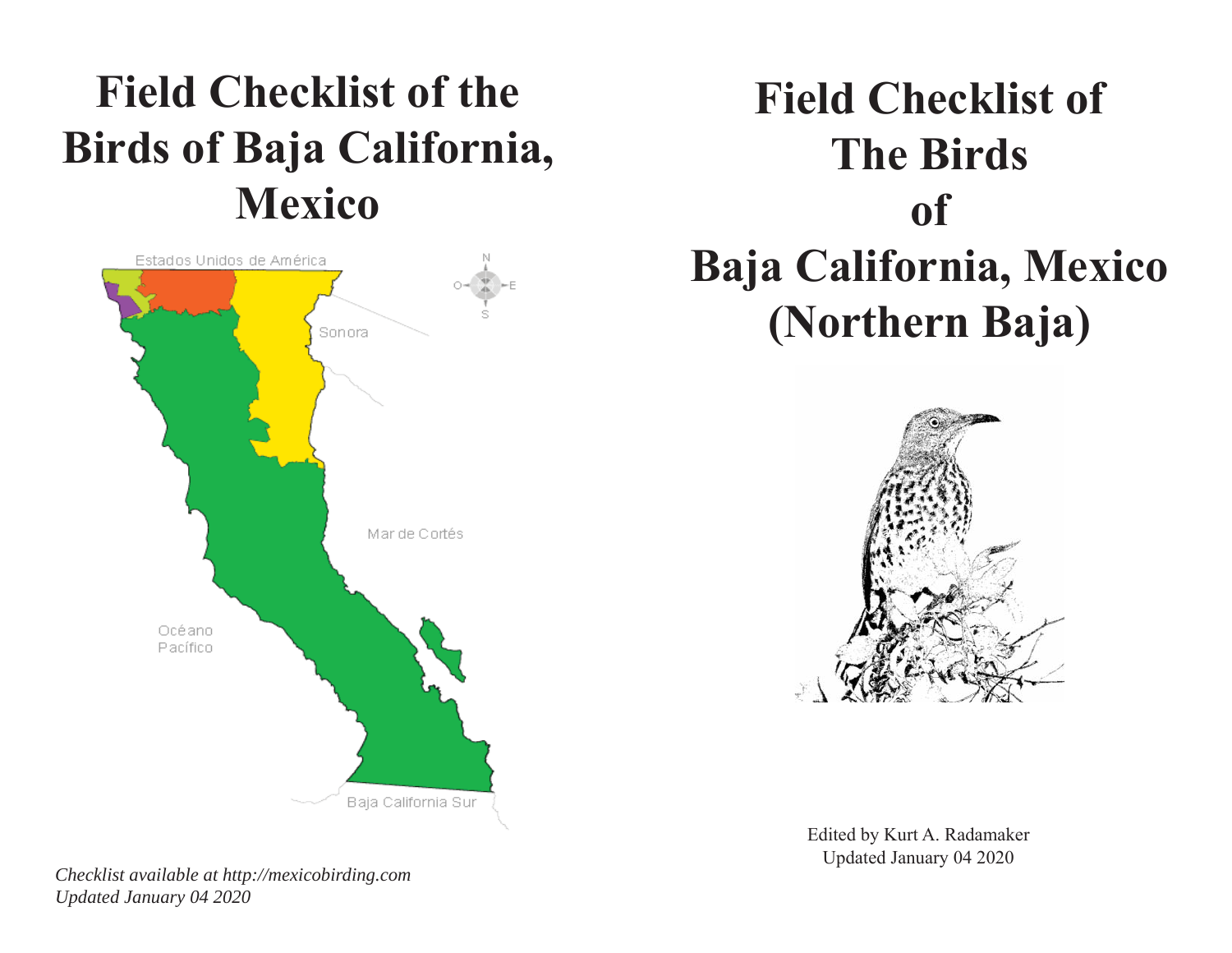# Field Checklist of the Birds of Baja California, Mexico

Estados Unidos de América

Sonora

Mar de Cortés

Océano Pacífico

Baja California Sur

*Checklist available at http://mexicobirding.com*
*Updated January 04 2020*

# Field Checklist of The Birds of Baja California, Mexico (Northern Baja)

Edited by Kurt A. Radamaker
Updated January 04 2020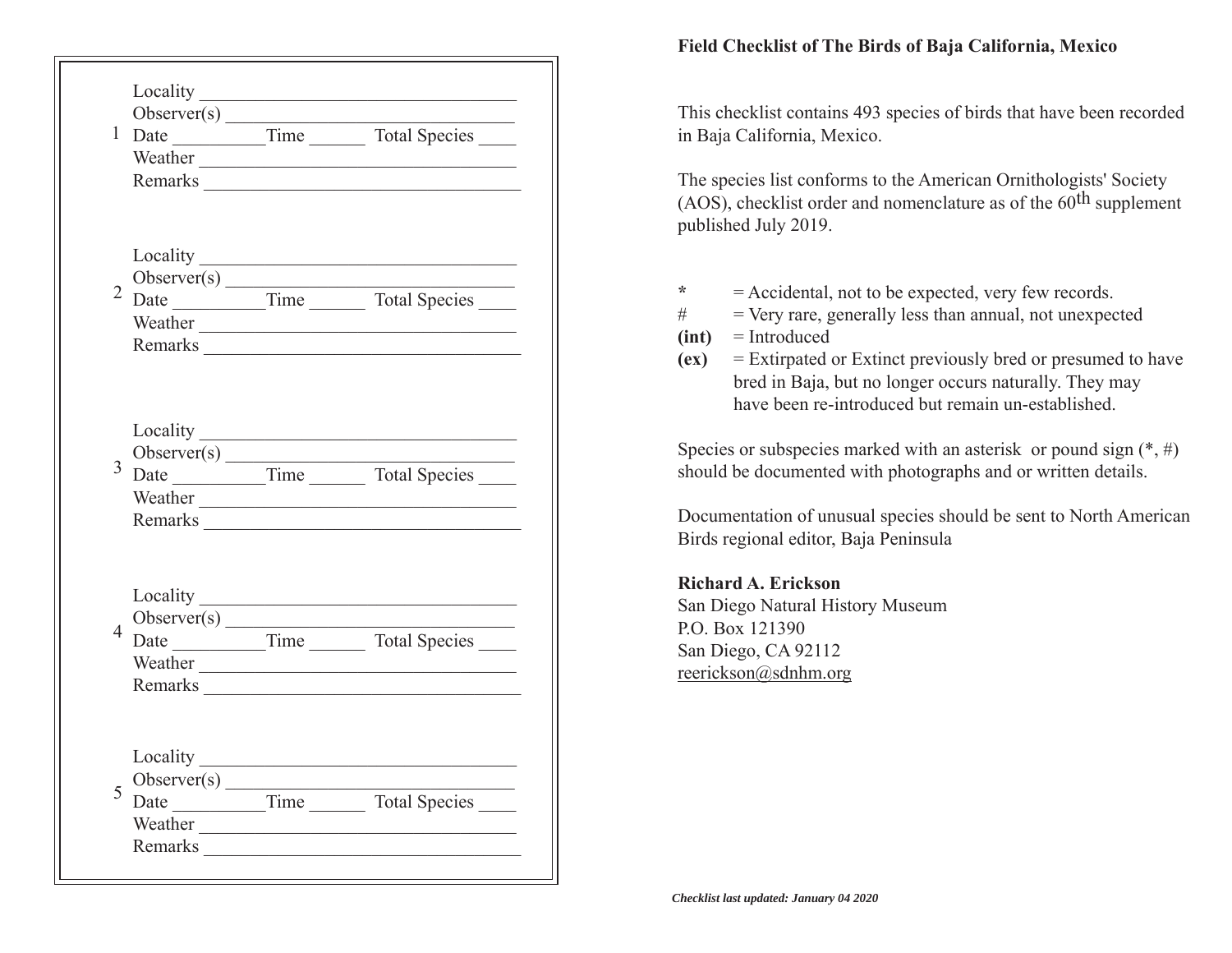1

Locality ___________________________________

Observer(s) ________________________________

Date __________Time ______ Total Species ____

Weather ___________________________________

Remarks ___________________________________

2

Locality ___________________________________

Observer(s) ________________________________

Date __________Time ______ Total Species ____

Weather ___________________________________

Remarks ___________________________________

3

Locality ___________________________________

Observer(s) ________________________________

Date __________Time ______ Total Species ____

Weather ___________________________________

Remarks ___________________________________

4

Locality ___________________________________

Observer(s) ________________________________

Date __________Time ______ Total Species ____

Weather ___________________________________

Remarks ___________________________________

5

Locality ___________________________________

Observer(s) ________________________________

Date __________Time ______ Total Species ____

Weather ___________________________________

Remarks ___________________________________

**Field Checklist of The Birds of Baja California, Mexico**

This checklist contains 493 species of birds that have been recorded in Baja California, Mexico.

The species list conforms to the American Ornithologists' Society (AOS), checklist order and nomenclature as of the 60th supplement published July 2019.

**\*** = Accidental, not to be expected, very few records.

\# = Very rare, generally less than annual, not unexpected

**(int)** = Introduced

**(ex)** = Extirpated or Extinct previously bred or presumed to have bred in Baja, but no longer occurs naturally. They may have been re-introduced but remain un-established.

Species or subspecies marked with an asterisk or pound sign (*, #) should be documented with photographs and or written details.

Documentation of unusual species should be sent to North American Birds regional editor, Baja Peninsula

**Richard A. Erickson**
San Diego Natural History Museum
P.O. Box 121390
San Diego, CA 92112
reerickson@sdnhm.org

***Checklist last updated: January 04 2020***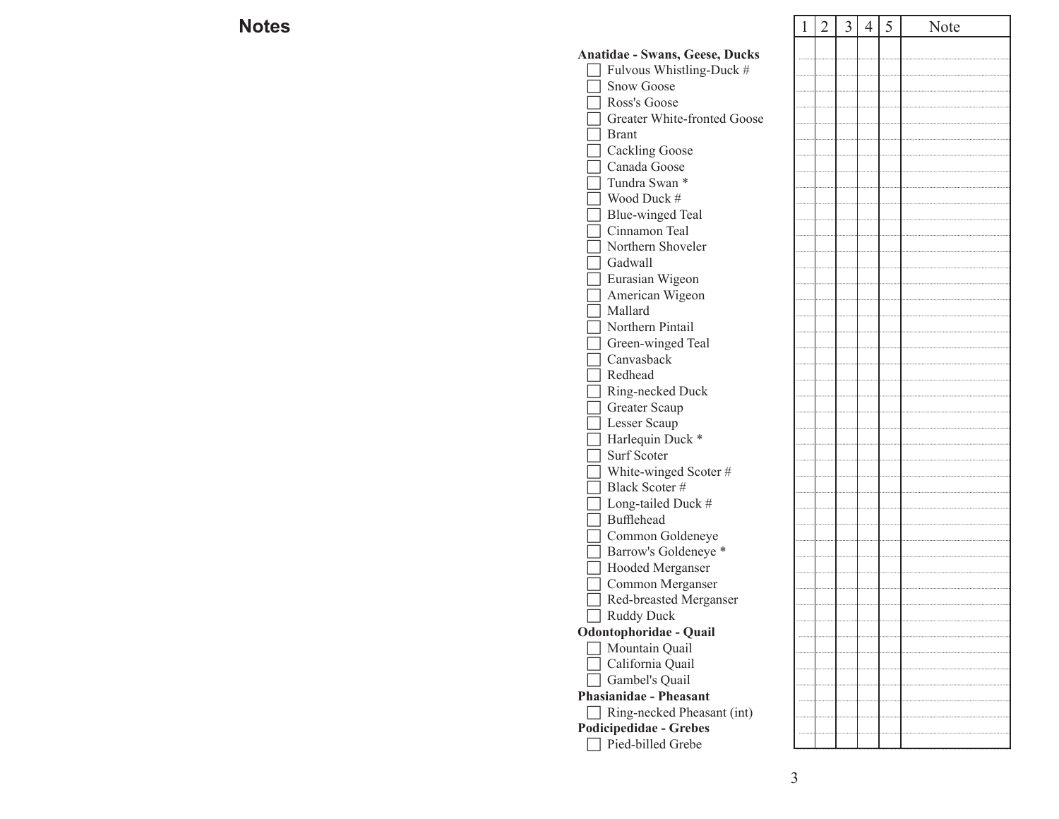## Notes

| | 1 | 2 | 3 | 4 | 5 | Note |
|---|---|---|---|---|---|---|
| **Anatidae - Swans, Geese, Ducks** | | | | | | |
| ☐ Fulvous Whistling-Duck # | | | | | | |
| ☐ Snow Goose | | | | | | |
| ☐ Ross's Goose | | | | | | |
| ☐ Greater White-fronted Goose | | | | | | |
| ☐ Brant | | | | | | |
| ☐ Cackling Goose | | | | | | |
| ☐ Canada Goose | | | | | | |
| ☐ Tundra Swan * | | | | | | |
| ☐ Wood Duck # | | | | | | |
| ☐ Blue-winged Teal | | | | | | |
| ☐ Cinnamon Teal | | | | | | |
| ☐ Northern Shoveler | | | | | | |
| ☐ Gadwall | | | | | | |
| ☐ Eurasian Wigeon | | | | | | |
| ☐ American Wigeon | | | | | | |
| ☐ Mallard | | | | | | |
| ☐ Northern Pintail | | | | | | |
| ☐ Green-winged Teal | | | | | | |
| ☐ Canvasback | | | | | | |
| ☐ Redhead | | | | | | |
| ☐ Ring-necked Duck | | | | | | |
| ☐ Greater Scaup | | | | | | |
| ☐ Lesser Scaup | | | | | | |
| ☐ Harlequin Duck * | | | | | | |
| ☐ Surf Scoter | | | | | | |
| ☐ White-winged Scoter # | | | | | | |
| ☐ Black Scoter # | | | | | | |
| ☐ Long-tailed Duck # | | | | | | |
| ☐ Bufflehead | | | | | | |
| ☐ Common Goldeneye | | | | | | |
| ☐ Barrow's Goldeneye * | | | | | | |
| ☐ Hooded Merganser | | | | | | |
| ☐ Common Merganser | | | | | | |
| ☐ Red-breasted Merganser | | | | | | |
| ☐ Ruddy Duck | | | | | | |
| **Odontophoridae - Quail** | | | | | | |
| ☐ Mountain Quail | | | | | | |
| ☐ California Quail | | | | | | |
| ☐ Gambel's Quail | | | | | | |
| **Phasianidae - Pheasant** | | | | | | |
| ☐ Ring-necked Pheasant (int) | | | | | | |
| **Podicipedidae - Grebes** | | | | | | |
| ☐ Pied-billed Grebe | | | | | | |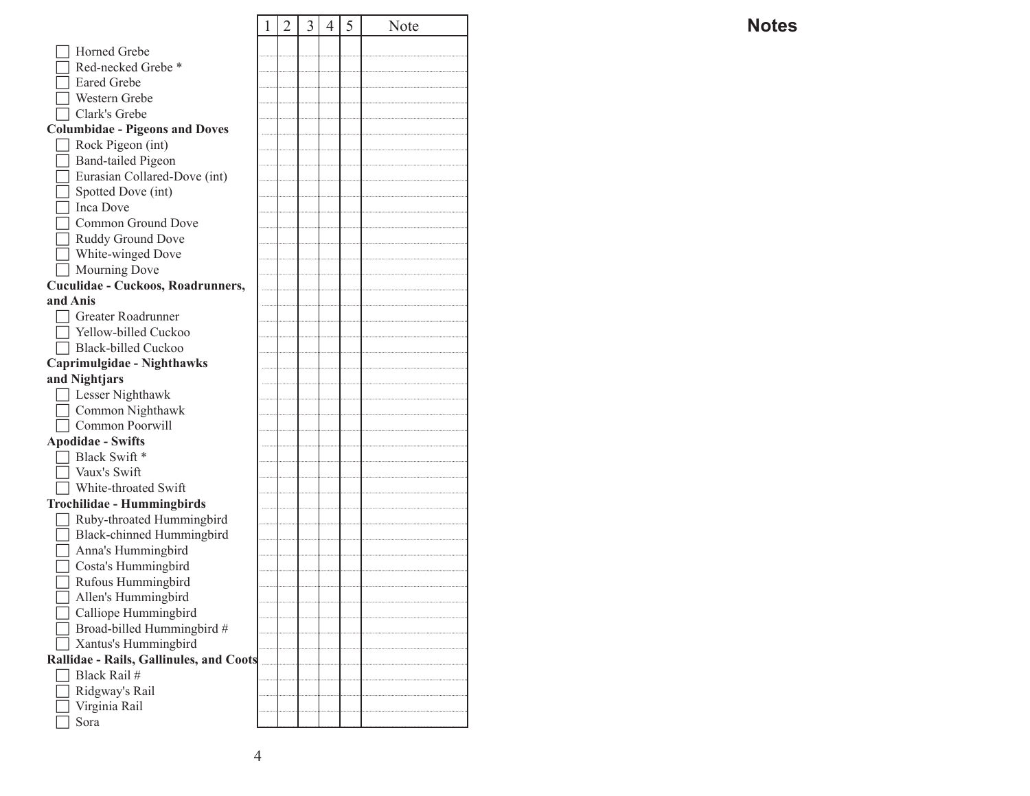| | 1 | 2 | 3 | 4 | 5 | Note |
|---|---|---|---|---|---|---|
| ☐ Horned Grebe | | | | | | |
| ☐ Red-necked Grebe * | | | | | | |
| ☐ Eared Grebe | | | | | | |
| ☐ Western Grebe | | | | | | |
| ☐ Clark's Grebe | | | | | | |
| **Columbidae - Pigeons and Doves** | | | | | | |
| ☐ Rock Pigeon (int) | | | | | | |
| ☐ Band-tailed Pigeon | | | | | | |
| ☐ Eurasian Collared-Dove (int) | | | | | | |
| ☐ Spotted Dove (int) | | | | | | |
| ☐ Inca Dove | | | | | | |
| ☐ Common Ground Dove | | | | | | |
| ☐ Ruddy Ground Dove | | | | | | |
| ☐ White-winged Dove | | | | | | |
| ☐ Mourning Dove | | | | | | |
| **Cuculidae - Cuckoos, Roadrunners, and Anis** | | | | | | |
| ☐ Greater Roadrunner | | | | | | |
| ☐ Yellow-billed Cuckoo | | | | | | |
| ☐ Black-billed Cuckoo | | | | | | |
| **Caprimulgidae - Nighthawks and Nightjars** | | | | | | |
| ☐ Lesser Nighthawk | | | | | | |
| ☐ Common Nighthawk | | | | | | |
| ☐ Common Poorwill | | | | | | |
| **Apodidae - Swifts** | | | | | | |
| ☐ Black Swift * | | | | | | |
| ☐ Vaux's Swift | | | | | | |
| ☐ White-throated Swift | | | | | | |
| **Trochilidae - Hummingbirds** | | | | | | |
| ☐ Ruby-throated Hummingbird | | | | | | |
| ☐ Black-chinned Hummingbird | | | | | | |
| ☐ Anna's Hummingbird | | | | | | |
| ☐ Costa's Hummingbird | | | | | | |
| ☐ Rufous Hummingbird | | | | | | |
| ☐ Allen's Hummingbird | | | | | | |
| ☐ Calliope Hummingbird | | | | | | |
| ☐ Broad-billed Hummingbird # | | | | | | |
| ☐ Xantus's Hummingbird | | | | | | |
| **Rallidae - Rails, Gallinules, and Coots** | | | | | | |
| ☐ Black Rail # | | | | | | |
| ☐ Ridgway's Rail | | | | | | |
| ☐ Virginia Rail | | | | | | |
| ☐ Sora | | | | | | |

## Notes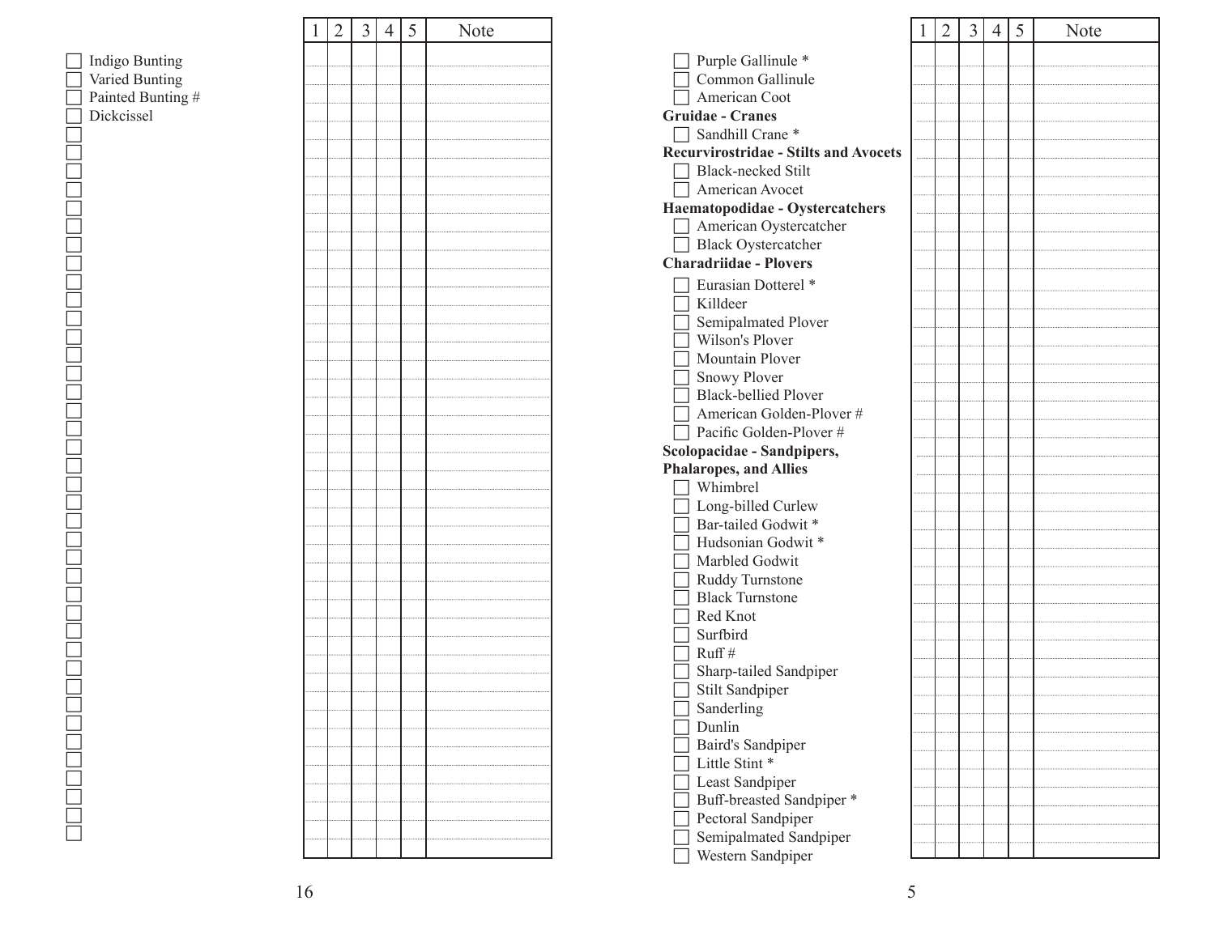- [ ] Indigo Bunting
- [ ] Varied Bunting
- [ ] Painted Bunting #
- [ ] Dickcissel

| 1 | 2 | 3 | 4 | 5 | Note |
|---|---|---|---|---|---|

- [ ] Purple Gallinule *
- [ ] Common Gallinule
- [ ] American Coot

**Gruidae - Cranes**

- [ ] Sandhill Crane *

**Recurvirostridae - Stilts and Avocets**

- [ ] Black-necked Stilt
- [ ] American Avocet

**Haematopodidae - Oystercatchers**

- [ ] American Oystercatcher
- [ ] Black Oystercatcher

**Charadriidae - Plovers**

- [ ] Eurasian Dotterel *
- [ ] Killdeer
- [ ] Semipalmated Plover
- [ ] Wilson's Plover
- [ ] Mountain Plover
- [ ] Snowy Plover
- [ ] Black-bellied Plover
- [ ] American Golden-Plover #
- [ ] Pacific Golden-Plover #

**Scolopacidae - Sandpipers, Phalaropes, and Allies**

- [ ] Whimbrel
- [ ] Long-billed Curlew
- [ ] Bar-tailed Godwit *
- [ ] Hudsonian Godwit *
- [ ] Marbled Godwit
- [ ] Ruddy Turnstone
- [ ] Black Turnstone
- [ ] Red Knot
- [ ] Surfbird
- [ ] Ruff #
- [ ] Sharp-tailed Sandpiper
- [ ] Stilt Sandpiper
- [ ] Sanderling
- [ ] Dunlin
- [ ] Baird's Sandpiper
- [ ] Little Stint *
- [ ] Least Sandpiper
- [ ] Buff-breasted Sandpiper *
- [ ] Pectoral Sandpiper
- [ ] Semipalmated Sandpiper
- [ ] Western Sandpiper

| 1 | 2 | 3 | 4 | 5 | Note |
|---|---|---|---|---|---|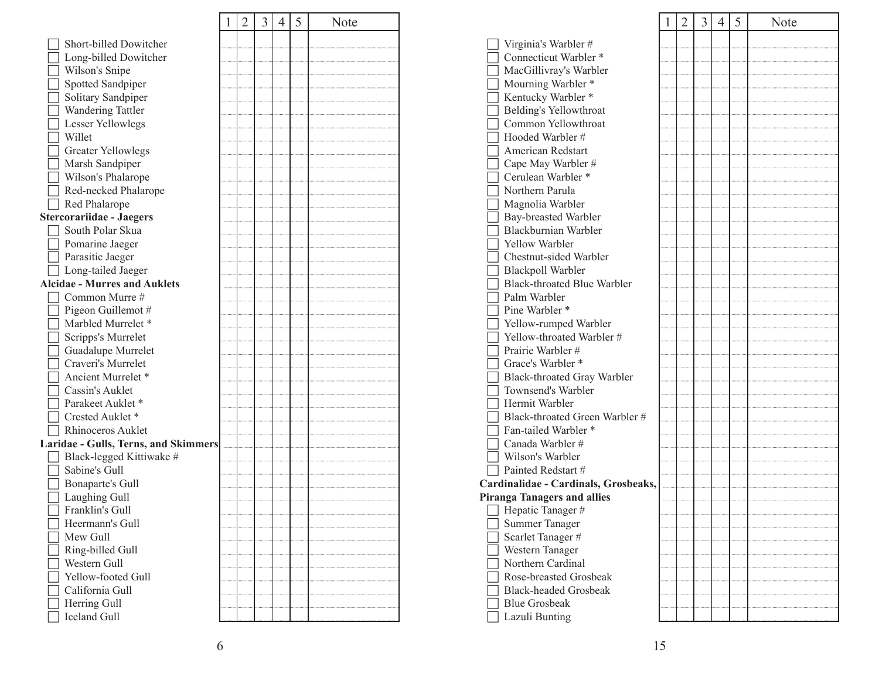| | 1 | 2 | 3 | 4 | 5 | Note |
|---|---|---|---|---|---|---|
| ☐ Short-billed Dowitcher | | | | | | |
| ☐ Long-billed Dowitcher | | | | | | |
| ☐ Wilson's Snipe | | | | | | |
| ☐ Spotted Sandpiper | | | | | | |
| ☐ Solitary Sandpiper | | | | | | |
| ☐ Wandering Tattler | | | | | | |
| ☐ Lesser Yellowlegs | | | | | | |
| ☐ Willet | | | | | | |
| ☐ Greater Yellowlegs | | | | | | |
| ☐ Marsh Sandpiper | | | | | | |
| ☐ Wilson's Phalarope | | | | | | |
| ☐ Red-necked Phalarope | | | | | | |
| ☐ Red Phalarope | | | | | | |
| **Stercorariidae - Jaegers** | | | | | | |
| ☐ South Polar Skua | | | | | | |
| ☐ Pomarine Jaeger | | | | | | |
| ☐ Parasitic Jaeger | | | | | | |
| ☐ Long-tailed Jaeger | | | | | | |
| **Alcidae - Murres and Auklets** | | | | | | |
| ☐ Common Murre # | | | | | | |
| ☐ Pigeon Guillemot # | | | | | | |
| ☐ Marbled Murrelet * | | | | | | |
| ☐ Scripps's Murrelet | | | | | | |
| ☐ Guadalupe Murrelet | | | | | | |
| ☐ Craveri's Murrelet | | | | | | |
| ☐ Ancient Murrelet * | | | | | | |
| ☐ Cassin's Auklet | | | | | | |
| ☐ Parakeet Auklet * | | | | | | |
| ☐ Crested Auklet * | | | | | | |
| ☐ Rhinoceros Auklet | | | | | | |
| **Laridae - Gulls, Terns, and Skimmers** | | | | | | |
| ☐ Black-legged Kittiwake # | | | | | | |
| ☐ Sabine's Gull | | | | | | |
| ☐ Bonaparte's Gull | | | | | | |
| ☐ Laughing Gull | | | | | | |
| ☐ Franklin's Gull | | | | | | |
| ☐ Heermann's Gull | | | | | | |
| ☐ Mew Gull | | | | | | |
| ☐ Ring-billed Gull | | | | | | |
| ☐ Western Gull | | | | | | |
| ☐ Yellow-footed Gull | | | | | | |
| ☐ California Gull | | | | | | |
| ☐ Herring Gull | | | | | | |
| ☐ Iceland Gull | | | | | | |

| | 1 | 2 | 3 | 4 | 5 | Note |
|---|---|---|---|---|---|---|
| ☐ Virginia's Warbler # | | | | | | |
| ☐ Connecticut Warbler * | | | | | | |
| ☐ MacGillivray's Warbler | | | | | | |
| ☐ Mourning Warbler * | | | | | | |
| ☐ Kentucky Warbler * | | | | | | |
| ☐ Belding's Yellowthroat | | | | | | |
| ☐ Common Yellowthroat | | | | | | |
| ☐ Hooded Warbler # | | | | | | |
| ☐ American Redstart | | | | | | |
| ☐ Cape May Warbler # | | | | | | |
| ☐ Cerulean Warbler * | | | | | | |
| ☐ Northern Parula | | | | | | |
| ☐ Magnolia Warbler | | | | | | |
| ☐ Bay-breasted Warbler | | | | | | |
| ☐ Blackburnian Warbler | | | | | | |
| ☐ Yellow Warbler | | | | | | |
| ☐ Chestnut-sided Warbler | | | | | | |
| ☐ Blackpoll Warbler | | | | | | |
| ☐ Black-throated Blue Warbler | | | | | | |
| ☐ Palm Warbler | | | | | | |
| ☐ Pine Warbler * | | | | | | |
| ☐ Yellow-rumped Warbler | | | | | | |
| ☐ Yellow-throated Warbler # | | | | | | |
| ☐ Prairie Warbler # | | | | | | |
| ☐ Grace's Warbler * | | | | | | |
| ☐ Black-throated Gray Warbler | | | | | | |
| ☐ Townsend's Warbler | | | | | | |
| ☐ Hermit Warbler | | | | | | |
| ☐ Black-throated Green Warbler # | | | | | | |
| ☐ Fan-tailed Warbler * | | | | | | |
| ☐ Canada Warbler # | | | | | | |
| ☐ Wilson's Warbler | | | | | | |
| ☐ Painted Redstart # | | | | | | |
| **Cardinalidae - Cardinals, Grosbeaks, Piranga Tanagers and allies** | | | | | | |
| ☐ Hepatic Tanager # | | | | | | |
| ☐ Summer Tanager | | | | | | |
| ☐ Scarlet Tanager # | | | | | | |
| ☐ Western Tanager | | | | | | |
| ☐ Northern Cardinal | | | | | | |
| ☐ Rose-breasted Grosbeak | | | | | | |
| ☐ Black-headed Grosbeak | | | | | | |
| ☐ Blue Grosbeak | | | | | | |
| ☐ Lazuli Bunting | | | | | | |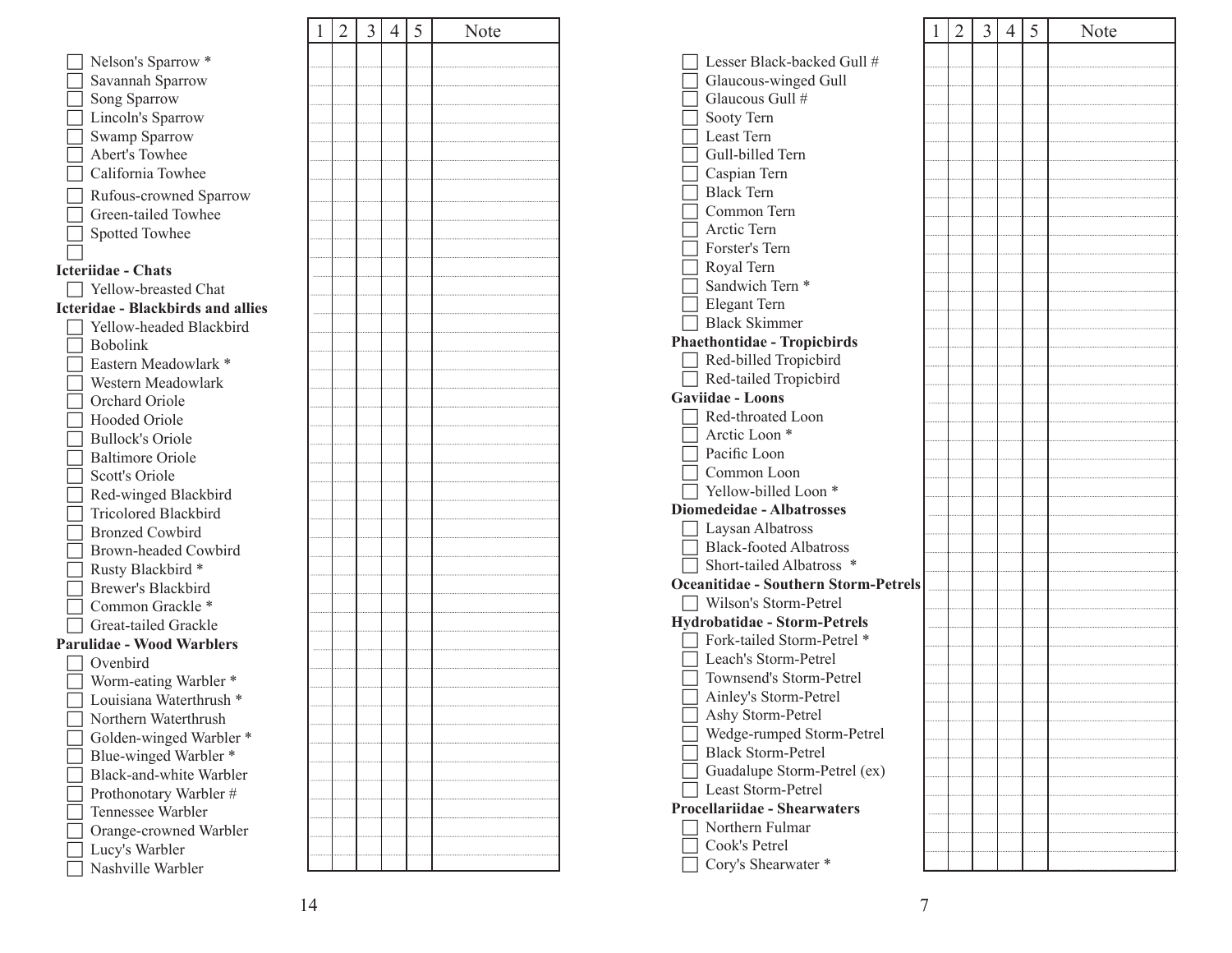| | 1 | 2 | 3 | 4 | 5 | Note |
|---|---|---|---|---|---|---|
| ☐ Nelson's Sparrow * | | | | | | |
| ☐ Savannah Sparrow | | | | | | |
| ☐ Song Sparrow | | | | | | |
| ☐ Lincoln's Sparrow | | | | | | |
| ☐ Swamp Sparrow | | | | | | |
| ☐ Abert's Towhee | | | | | | |
| ☐ California Towhee | | | | | | |
| ☐ Rufous-crowned Sparrow | | | | | | |
| ☐ Green-tailed Towhee | | | | | | |
| ☐ Spotted Towhee | | | | | | |
| ☐ | | | | | | |
| **Icteriidae - Chats** | | | | | | |
| ☐ Yellow-breasted Chat | | | | | | |
| **Icteridae - Blackbirds and allies** | | | | | | |
| ☐ Yellow-headed Blackbird | | | | | | |
| ☐ Bobolink | | | | | | |
| ☐ Eastern Meadowlark * | | | | | | |
| ☐ Western Meadowlark | | | | | | |
| ☐ Orchard Oriole | | | | | | |
| ☐ Hooded Oriole | | | | | | |
| ☐ Bullock's Oriole | | | | | | |
| ☐ Baltimore Oriole | | | | | | |
| ☐ Scott's Oriole | | | | | | |
| ☐ Red-winged Blackbird | | | | | | |
| ☐ Tricolored Blackbird | | | | | | |
| ☐ Bronzed Cowbird | | | | | | |
| ☐ Brown-headed Cowbird | | | | | | |
| ☐ Rusty Blackbird * | | | | | | |
| ☐ Brewer's Blackbird | | | | | | |
| ☐ Common Grackle * | | | | | | |
| ☐ Great-tailed Grackle | | | | | | |
| **Parulidae - Wood Warblers** | | | | | | |
| ☐ Ovenbird | | | | | | |
| ☐ Worm-eating Warbler * | | | | | | |
| ☐ Louisiana Waterthrush * | | | | | | |
| ☐ Northern Waterthrush | | | | | | |
| ☐ Golden-winged Warbler * | | | | | | |
| ☐ Blue-winged Warbler * | | | | | | |
| ☐ Black-and-white Warbler | | | | | | |
| ☐ Prothonotary Warbler # | | | | | | |
| ☐ Tennessee Warbler | | | | | | |
| ☐ Orange-crowned Warbler | | | | | | |
| ☐ Lucy's Warbler | | | | | | |
| ☐ Nashville Warbler | | | | | | |

| | 1 | 2 | 3 | 4 | 5 | Note |
|---|---|---|---|---|---|---|
| ☐ Lesser Black-backed Gull # | | | | | | |
| ☐ Glaucous-winged Gull | | | | | | |
| ☐ Glaucous Gull # | | | | | | |
| ☐ Sooty Tern | | | | | | |
| ☐ Least Tern | | | | | | |
| ☐ Gull-billed Tern | | | | | | |
| ☐ Caspian Tern | | | | | | |
| ☐ Black Tern | | | | | | |
| ☐ Common Tern | | | | | | |
| ☐ Arctic Tern | | | | | | |
| ☐ Forster's Tern | | | | | | |
| ☐ Royal Tern | | | | | | |
| ☐ Sandwich Tern * | | | | | | |
| ☐ Elegant Tern | | | | | | |
| ☐ Black Skimmer | | | | | | |
| **Phaethontidae - Tropicbirds** | | | | | | |
| ☐ Red-billed Tropicbird | | | | | | |
| ☐ Red-tailed Tropicbird | | | | | | |
| **Gaviidae - Loons** | | | | | | |
| ☐ Red-throated Loon | | | | | | |
| ☐ Arctic Loon * | | | | | | |
| ☐ Pacific Loon | | | | | | |
| ☐ Common Loon | | | | | | |
| ☐ Yellow-billed Loon * | | | | | | |
| **Diomedeidae - Albatrosses** | | | | | | |
| ☐ Laysan Albatross | | | | | | |
| ☐ Black-footed Albatross | | | | | | |
| ☐ Short-tailed Albatross * | | | | | | |
| **Oceanitidae - Southern Storm-Petrels** | | | | | | |
| ☐ Wilson's Storm-Petrel | | | | | | |
| **Hydrobatidae - Storm-Petrels** | | | | | | |
| ☐ Fork-tailed Storm-Petrel * | | | | | | |
| ☐ Leach's Storm-Petrel | | | | | | |
| ☐ Townsend's Storm-Petrel | | | | | | |
| ☐ Ainley's Storm-Petrel | | | | | | |
| ☐ Ashy Storm-Petrel | | | | | | |
| ☐ Wedge-rumped Storm-Petrel | | | | | | |
| ☐ Black Storm-Petrel | | | | | | |
| ☐ Guadalupe Storm-Petrel (ex) | | | | | | |
| ☐ Least Storm-Petrel | | | | | | |
| **Procellariidae - Shearwaters** | | | | | | |
| ☐ Northern Fulmar | | | | | | |
| ☐ Cook's Petrel | | | | | | |
| ☐ Cory's Shearwater * | | | | | | |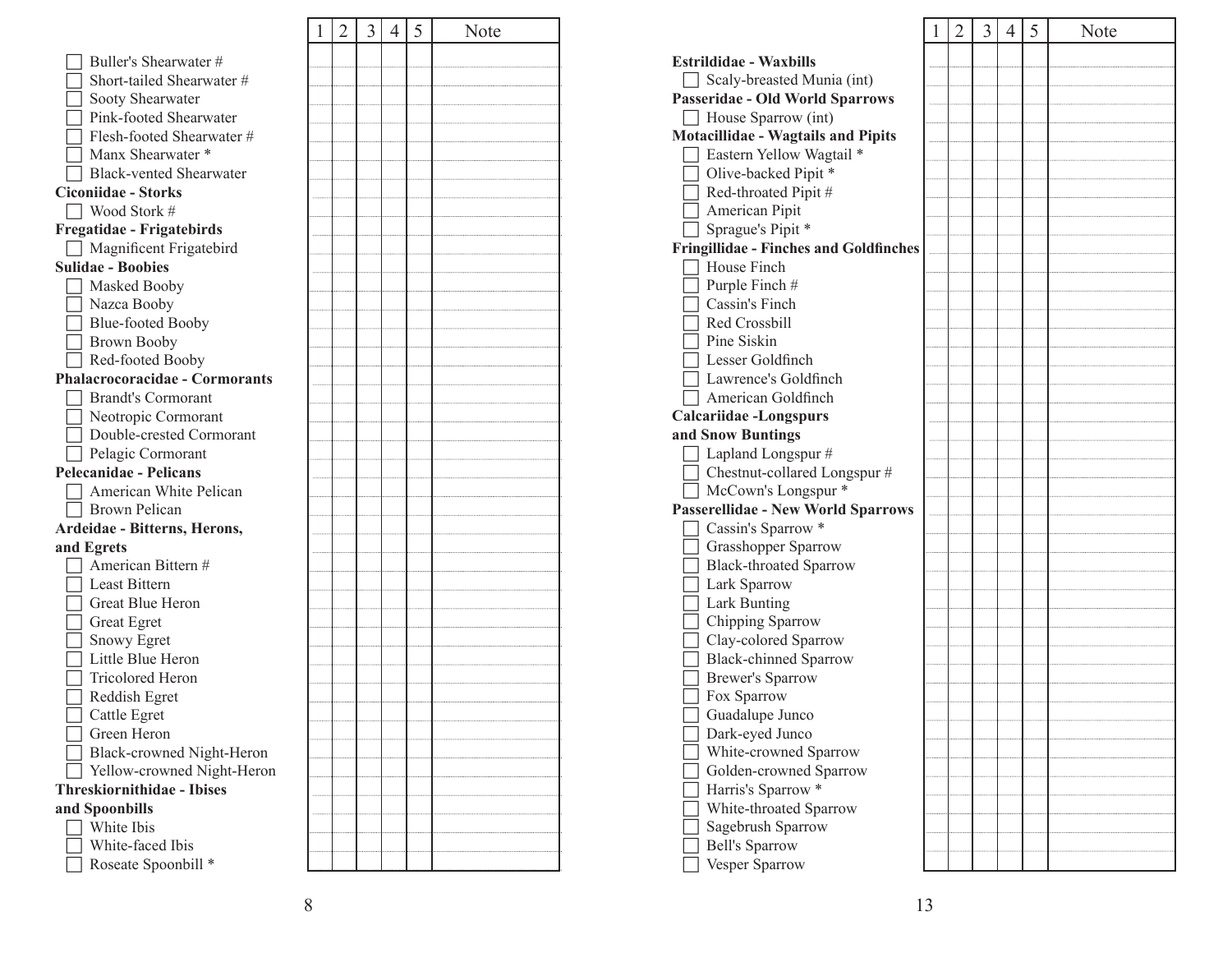| | 1 | 2 | 3 | 4 | 5 | Note |
|---|---|---|---|---|---|---|
| ☐ Buller's Shearwater # | | | | | | |
| ☐ Short-tailed Shearwater # | | | | | | |
| ☐ Sooty Shearwater | | | | | | |
| ☐ Pink-footed Shearwater | | | | | | |
| ☐ Flesh-footed Shearwater # | | | | | | |
| ☐ Manx Shearwater * | | | | | | |
| ☐ Black-vented Shearwater | | | | | | |
| **Ciconiidae - Storks** | | | | | | |
| ☐ Wood Stork # | | | | | | |
| **Fregatidae - Frigatebirds** | | | | | | |
| ☐ Magnificent Frigatebird | | | | | | |
| **Sulidae - Boobies** | | | | | | |
| ☐ Masked Booby | | | | | | |
| ☐ Nazca Booby | | | | | | |
| ☐ Blue-footed Booby | | | | | | |
| ☐ Brown Booby | | | | | | |
| ☐ Red-footed Booby | | | | | | |
| **Phalacrocoracidae - Cormorants** | | | | | | |
| ☐ Brandt's Cormorant | | | | | | |
| ☐ Neotropic Cormorant | | | | | | |
| ☐ Double-crested Cormorant | | | | | | |
| ☐ Pelagic Cormorant | | | | | | |
| **Pelecanidae - Pelicans** | | | | | | |
| ☐ American White Pelican | | | | | | |
| ☐ Brown Pelican | | | | | | |
| **Ardeidae - Bitterns, Herons, and Egrets** | | | | | | |
| ☐ American Bittern # | | | | | | |
| ☐ Least Bittern | | | | | | |
| ☐ Great Blue Heron | | | | | | |
| ☐ Great Egret | | | | | | |
| ☐ Snowy Egret | | | | | | |
| ☐ Little Blue Heron | | | | | | |
| ☐ Tricolored Heron | | | | | | |
| ☐ Reddish Egret | | | | | | |
| ☐ Cattle Egret | | | | | | |
| ☐ Green Heron | | | | | | |
| ☐ Black-crowned Night-Heron | | | | | | |
| ☐ Yellow-crowned Night-Heron | | | | | | |
| **Threskiornithidae - Ibises and Spoonbills** | | | | | | |
| ☐ White Ibis | | | | | | |
| ☐ White-faced Ibis | | | | | | |
| ☐ Roseate Spoonbill * | | | | | | |

| | 1 | 2 | 3 | 4 | 5 | Note |
|---|---|---|---|---|---|---|
| **Estrildidae - Waxbills** | | | | | | |
| ☐ Scaly-breasted Munia (int) | | | | | | |
| **Passeridae - Old World Sparrows** | | | | | | |
| ☐ House Sparrow (int) | | | | | | |
| **Motacillidae - Wagtails and Pipits** | | | | | | |
| ☐ Eastern Yellow Wagtail * | | | | | | |
| ☐ Olive-backed Pipit * | | | | | | |
| ☐ Red-throated Pipit # | | | | | | |
| ☐ American Pipit | | | | | | |
| ☐ Sprague's Pipit * | | | | | | |
| **Fringillidae - Finches and Goldfinches** | | | | | | |
| ☐ House Finch | | | | | | |
| ☐ Purple Finch # | | | | | | |
| ☐ Cassin's Finch | | | | | | |
| ☐ Red Crossbill | | | | | | |
| ☐ Pine Siskin | | | | | | |
| ☐ Lesser Goldfinch | | | | | | |
| ☐ Lawrence's Goldfinch | | | | | | |
| ☐ American Goldfinch | | | | | | |
| **Calcariidae -Longspurs and Snow Buntings** | | | | | | |
| ☐ Lapland Longspur # | | | | | | |
| ☐ Chestnut-collared Longspur # | | | | | | |
| ☐ McCown's Longspur * | | | | | | |
| **Passerellidae - New World Sparrows** | | | | | | |
| ☐ Cassin's Sparrow * | | | | | | |
| ☐ Grasshopper Sparrow | | | | | | |
| ☐ Black-throated Sparrow | | | | | | |
| ☐ Lark Sparrow | | | | | | |
| ☐ Lark Bunting | | | | | | |
| ☐ Chipping Sparrow | | | | | | |
| ☐ Clay-colored Sparrow | | | | | | |
| ☐ Black-chinned Sparrow | | | | | | |
| ☐ Brewer's Sparrow | | | | | | |
| ☐ Fox Sparrow | | | | | | |
| ☐ Guadalupe Junco | | | | | | |
| ☐ Dark-eyed Junco | | | | | | |
| ☐ White-crowned Sparrow | | | | | | |
| ☐ Golden-crowned Sparrow | | | | | | |
| ☐ Harris's Sparrow * | | | | | | |
| ☐ White-throated Sparrow | | | | | | |
| ☐ Sagebrush Sparrow | | | | | | |
| ☐ Bell's Sparrow | | | | | | |
| ☐ Vesper Sparrow | | | | | | |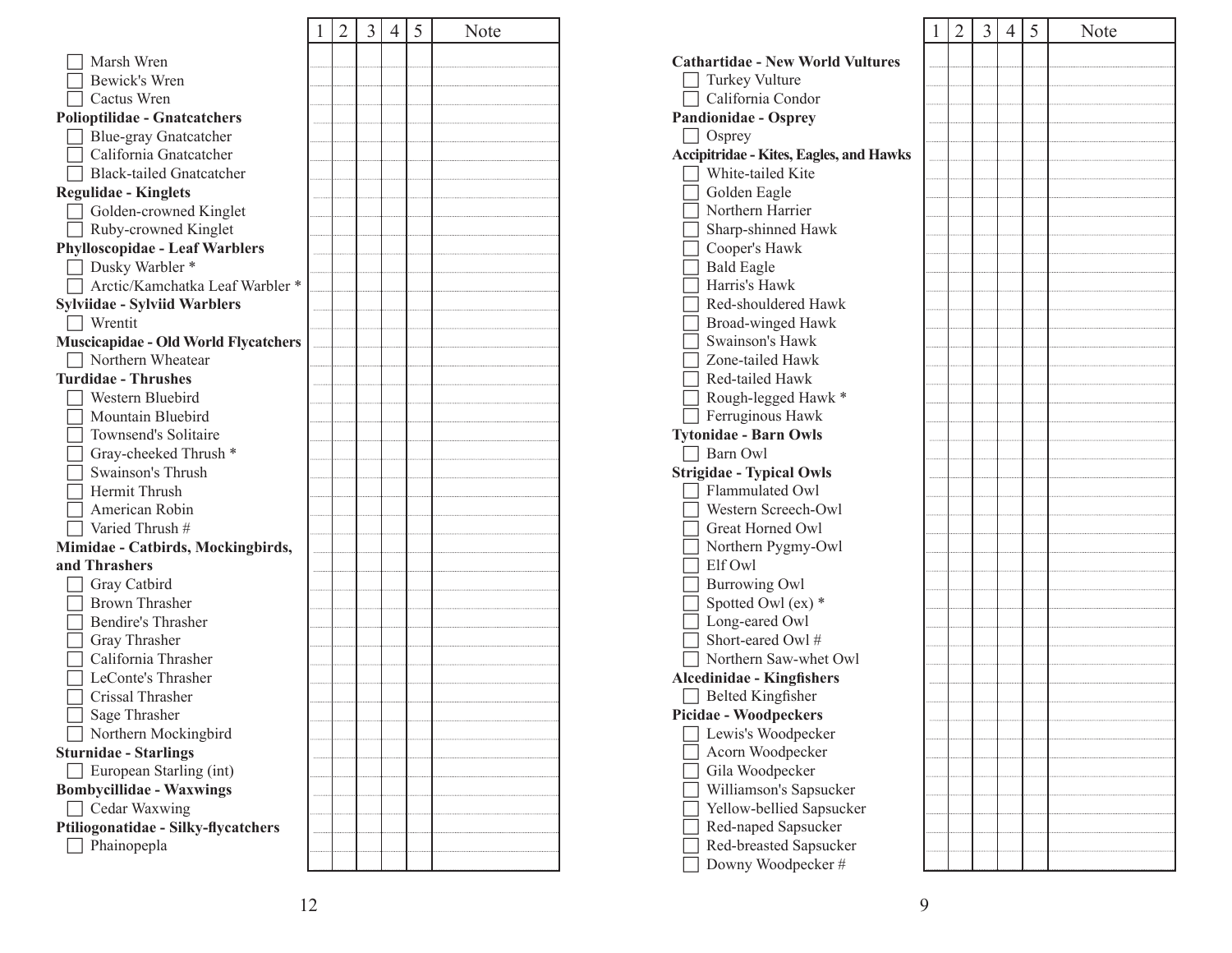| | 1 | 2 | 3 | 4 | 5 | Note |
|---|---|---|---|---|---|---|
| ☐ Marsh Wren | | | | | | |
| ☐ Bewick's Wren | | | | | | |
| ☐ Cactus Wren | | | | | | |
| **Polioptilidae - Gnatcatchers** | | | | | | |
| ☐ Blue-gray Gnatcatcher | | | | | | |
| ☐ California Gnatcatcher | | | | | | |
| ☐ Black-tailed Gnatcatcher | | | | | | |
| **Regulidae - Kinglets** | | | | | | |
| ☐ Golden-crowned Kinglet | | | | | | |
| ☐ Ruby-crowned Kinglet | | | | | | |
| **Phylloscopidae - Leaf Warblers** | | | | | | |
| ☐ Dusky Warbler * | | | | | | |
| ☐ Arctic/Kamchatka Leaf Warbler * | | | | | | |
| **Sylviidae - Sylviid Warblers** | | | | | | |
| ☐ Wrentit | | | | | | |
| **Muscicapidae - Old World Flycatchers** | | | | | | |
| ☐ Northern Wheatear | | | | | | |
| **Turdidae - Thrushes** | | | | | | |
| ☐ Western Bluebird | | | | | | |
| ☐ Mountain Bluebird | | | | | | |
| ☐ Townsend's Solitaire | | | | | | |
| ☐ Gray-cheeked Thrush * | | | | | | |
| ☐ Swainson's Thrush | | | | | | |
| ☐ Hermit Thrush | | | | | | |
| ☐ American Robin | | | | | | |
| ☐ Varied Thrush # | | | | | | |
| **Mimidae - Catbirds, Mockingbirds, and Thrashers** | | | | | | |
| ☐ Gray Catbird | | | | | | |
| ☐ Brown Thrasher | | | | | | |
| ☐ Bendire's Thrasher | | | | | | |
| ☐ Gray Thrasher | | | | | | |
| ☐ California Thrasher | | | | | | |
| ☐ LeConte's Thrasher | | | | | | |
| ☐ Crissal Thrasher | | | | | | |
| ☐ Sage Thrasher | | | | | | |
| ☐ Northern Mockingbird | | | | | | |
| **Sturnidae - Starlings** | | | | | | |
| ☐ European Starling (int) | | | | | | |
| **Bombycillidae - Waxwings** | | | | | | |
| ☐ Cedar Waxwing | | | | | | |
| **Ptiliogonatidae - Silky-flycatchers** | | | | | | |
| ☐ Phainopepla | | | | | | |

| | 1 | 2 | 3 | 4 | 5 | Note |
|---|---|---|---|---|---|---|
| **Cathartidae - New World Vultures** | | | | | | |
| ☐ Turkey Vulture | | | | | | |
| ☐ California Condor | | | | | | |
| **Pandionidae - Osprey** | | | | | | |
| ☐ Osprey | | | | | | |
| **Accipitridae - Kites, Eagles, and Hawks** | | | | | | |
| ☐ White-tailed Kite | | | | | | |
| ☐ Golden Eagle | | | | | | |
| ☐ Northern Harrier | | | | | | |
| ☐ Sharp-shinned Hawk | | | | | | |
| ☐ Cooper's Hawk | | | | | | |
| ☐ Bald Eagle | | | | | | |
| ☐ Harris's Hawk | | | | | | |
| ☐ Red-shouldered Hawk | | | | | | |
| ☐ Broad-winged Hawk | | | | | | |
| ☐ Swainson's Hawk | | | | | | |
| ☐ Zone-tailed Hawk | | | | | | |
| ☐ Red-tailed Hawk | | | | | | |
| ☐ Rough-legged Hawk * | | | | | | |
| ☐ Ferruginous Hawk | | | | | | |
| **Tytonidae - Barn Owls** | | | | | | |
| ☐ Barn Owl | | | | | | |
| **Strigidae - Typical Owls** | | | | | | |
| ☐ Flammulated Owl | | | | | | |
| ☐ Western Screech-Owl | | | | | | |
| ☐ Great Horned Owl | | | | | | |
| ☐ Northern Pygmy-Owl | | | | | | |
| ☐ Elf Owl | | | | | | |
| ☐ Burrowing Owl | | | | | | |
| ☐ Spotted Owl (ex) * | | | | | | |
| ☐ Long-eared Owl | | | | | | |
| ☐ Short-eared Owl # | | | | | | |
| ☐ Northern Saw-whet Owl | | | | | | |
| **Alcedinidae - Kingfishers** | | | | | | |
| ☐ Belted Kingfisher | | | | | | |
| **Picidae - Woodpeckers** | | | | | | |
| ☐ Lewis's Woodpecker | | | | | | |
| ☐ Acorn Woodpecker | | | | | | |
| ☐ Gila Woodpecker | | | | | | |
| ☐ Williamson's Sapsucker | | | | | | |
| ☐ Yellow-bellied Sapsucker | | | | | | |
| ☐ Red-naped Sapsucker | | | | | | |
| ☐ Red-breasted Sapsucker | | | | | | |
| ☐ Downy Woodpecker # | | | | | | |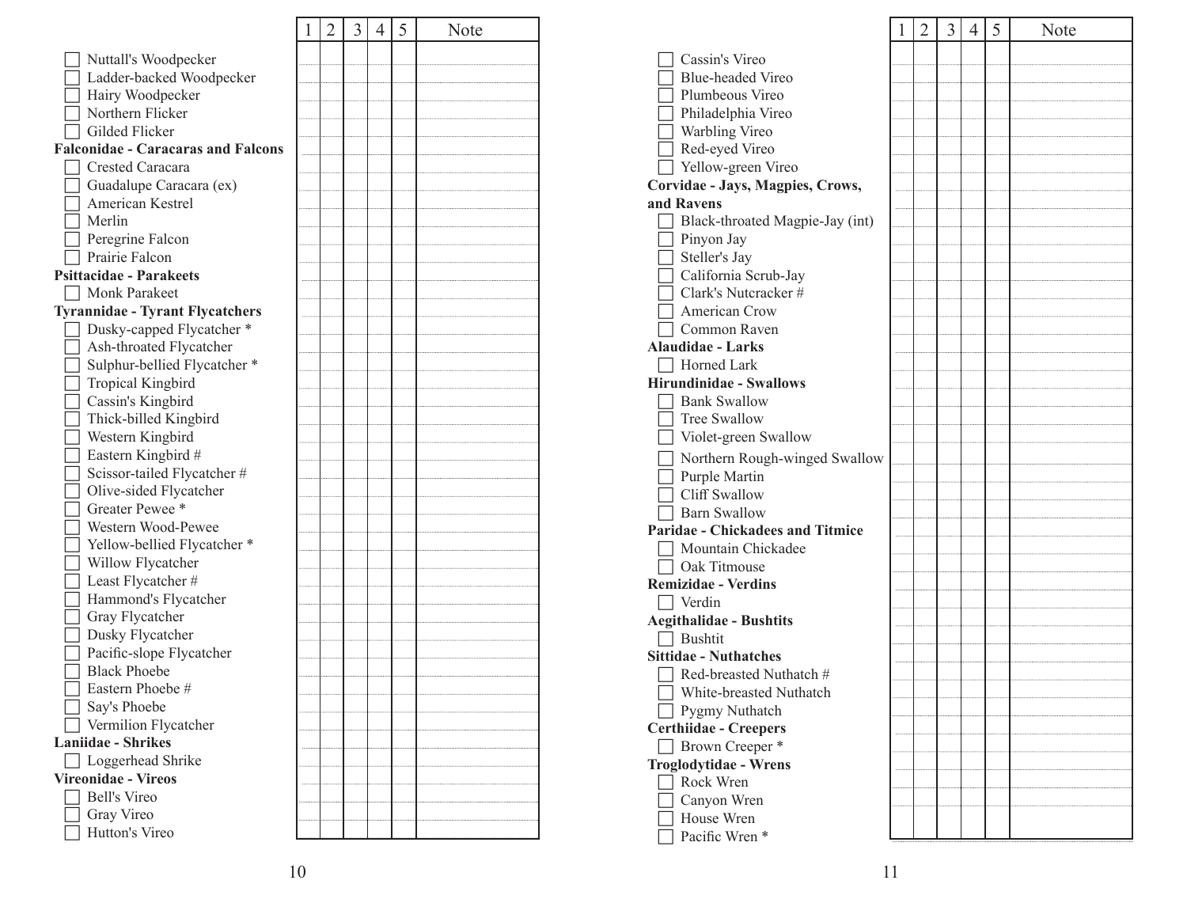| | 1 | 2 | 3 | 4 | 5 | Note |
|---|---|---|---|---|---|---|
| ☐ Nuttall's Woodpecker | | | | | | |
| ☐ Ladder-backed Woodpecker | | | | | | |
| ☐ Hairy Woodpecker | | | | | | |
| ☐ Northern Flicker | | | | | | |
| ☐ Gilded Flicker | | | | | | |
| **Falconidae - Caracaras and Falcons** | | | | | | |
| ☐ Crested Caracara | | | | | | |
| ☐ Guadalupe Caracara (ex) | | | | | | |
| ☐ American Kestrel | | | | | | |
| ☐ Merlin | | | | | | |
| ☐ Peregrine Falcon | | | | | | |
| ☐ Prairie Falcon | | | | | | |
| **Psittacidae - Parakeets** | | | | | | |
| ☐ Monk Parakeet | | | | | | |
| **Tyrannidae - Tyrant Flycatchers** | | | | | | |
| ☐ Dusky-capped Flycatcher * | | | | | | |
| ☐ Ash-throated Flycatcher | | | | | | |
| ☐ Sulphur-bellied Flycatcher * | | | | | | |
| ☐ Tropical Kingbird | | | | | | |
| ☐ Cassin's Kingbird | | | | | | |
| ☐ Thick-billed Kingbird | | | | | | |
| ☐ Western Kingbird | | | | | | |
| ☐ Eastern Kingbird # | | | | | | |
| ☐ Scissor-tailed Flycatcher # | | | | | | |
| ☐ Olive-sided Flycatcher | | | | | | |
| ☐ Greater Pewee * | | | | | | |
| ☐ Western Wood-Pewee | | | | | | |
| ☐ Yellow-bellied Flycatcher * | | | | | | |
| ☐ Willow Flycatcher | | | | | | |
| ☐ Least Flycatcher # | | | | | | |
| ☐ Hammond's Flycatcher | | | | | | |
| ☐ Gray Flycatcher | | | | | | |
| ☐ Dusky Flycatcher | | | | | | |
| ☐ Pacific-slope Flycatcher | | | | | | |
| ☐ Black Phoebe | | | | | | |
| ☐ Eastern Phoebe # | | | | | | |
| ☐ Say's Phoebe | | | | | | |
| ☐ Vermilion Flycatcher | | | | | | |
| **Laniidae - Shrikes** | | | | | | |
| ☐ Loggerhead Shrike | | | | | | |
| **Vireonidae - Vireos** | | | | | | |
| ☐ Bell's Vireo | | | | | | |
| ☐ Gray Vireo | | | | | | |
| ☐ Hutton's Vireo | | | | | | |

| | 1 | 2 | 3 | 4 | 5 | Note |
|---|---|---|---|---|---|---|
| ☐ Cassin's Vireo | | | | | | |
| ☐ Blue-headed Vireo | | | | | | |
| ☐ Plumbeous Vireo | | | | | | |
| ☐ Philadelphia Vireo | | | | | | |
| ☐ Warbling Vireo | | | | | | |
| ☐ Red-eyed Vireo | | | | | | |
| ☐ Yellow-green Vireo | | | | | | |
| **Corvidae - Jays, Magpies, Crows, and Ravens** | | | | | | |
| ☐ Black-throated Magpie-Jay (int) | | | | | | |
| ☐ Pinyon Jay | | | | | | |
| ☐ Steller's Jay | | | | | | |
| ☐ California Scrub-Jay | | | | | | |
| ☐ Clark's Nutcracker # | | | | | | |
| ☐ American Crow | | | | | | |
| ☐ Common Raven | | | | | | |
| **Alaudidae - Larks** | | | | | | |
| ☐ Horned Lark | | | | | | |
| **Hirundinidae - Swallows** | | | | | | |
| ☐ Bank Swallow | | | | | | |
| ☐ Tree Swallow | | | | | | |
| ☐ Violet-green Swallow | | | | | | |
| ☐ Northern Rough-winged Swallow | | | | | | |
| ☐ Purple Martin | | | | | | |
| ☐ Cliff Swallow | | | | | | |
| ☐ Barn Swallow | | | | | | |
| **Paridae - Chickadees and Titmice** | | | | | | |
| ☐ Mountain Chickadee | | | | | | |
| ☐ Oak Titmouse | | | | | | |
| **Remizidae - Verdins** | | | | | | |
| ☐ Verdin | | | | | | |
| **Aegithalidae - Bushtits** | | | | | | |
| ☐ Bushtit | | | | | | |
| **Sittidae - Nuthatches** | | | | | | |
| ☐ Red-breasted Nuthatch # | | | | | | |
| ☐ White-breasted Nuthatch | | | | | | |
| ☐ Pygmy Nuthatch | | | | | | |
| **Certhiidae - Creepers** | | | | | | |
| ☐ Brown Creeper * | | | | | | |
| **Troglodytidae - Wrens** | | | | | | |
| ☐ Rock Wren | | | | | | |
| ☐ Canyon Wren | | | | | | |
| ☐ House Wren | | | | | | |
| ☐ Pacific Wren * | | | | | | |